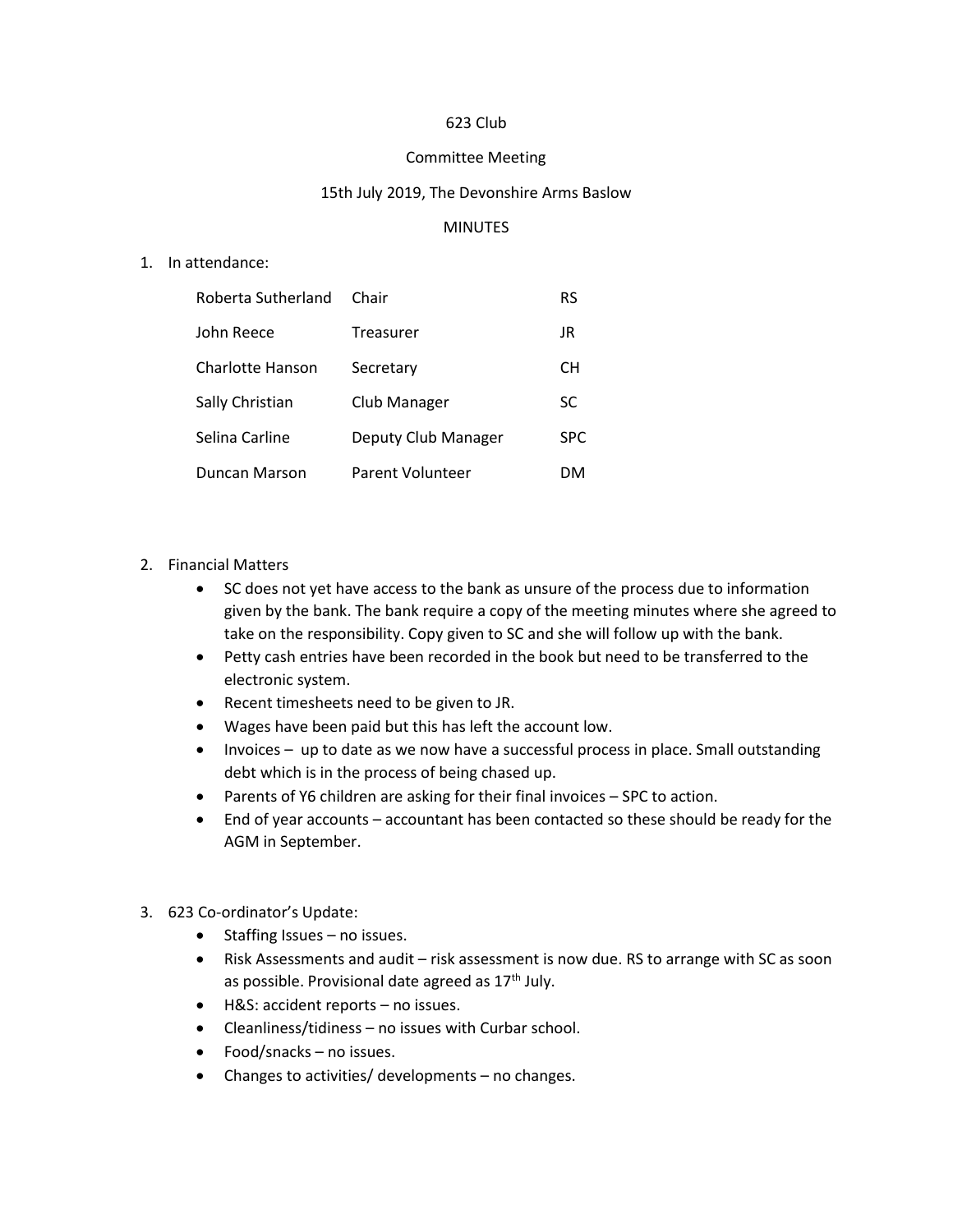623 Club

Committee Meeting

15th July 2019, The Devonshire Arms Baslow

MINUTES

1. In attendance:

| | | |
|---|---|---|
| Roberta Sutherland | Chair | RS |
| John Reece | Treasurer | JR |
| Charlotte Hanson | Secretary | CH |
| Sally Christian | Club Manager | SC |
| Selina Carline | Deputy Club Manager | SPC |
| Duncan Marson | Parent Volunteer | DM |

2. Financial Matters
   - SC does not yet have access to the bank as unsure of the process due to information given by the bank. The bank require a copy of the meeting minutes where she agreed to take on the responsibility. Copy given to SC and she will follow up with the bank.
   - Petty cash entries have been recorded in the book but need to be transferred to the electronic system.
   - Recent timesheets need to be given to JR.
   - Wages have been paid but this has left the account low.
   - Invoices – up to date as we now have a successful process in place. Small outstanding debt which is in the process of being chased up.
   - Parents of Y6 children are asking for their final invoices – SPC to action.
   - End of year accounts – accountant has been contacted so these should be ready for the AGM in September.

3. 623 Co-ordinator's Update:
   - Staffing Issues – no issues.
   - Risk Assessments and audit – risk assessment is now due. RS to arrange with SC as soon as possible. Provisional date agreed as 17th July.
   - H&S: accident reports – no issues.
   - Cleanliness/tidiness – no issues with Curbar school.
   - Food/snacks – no issues.
   - Changes to activities/ developments – no changes.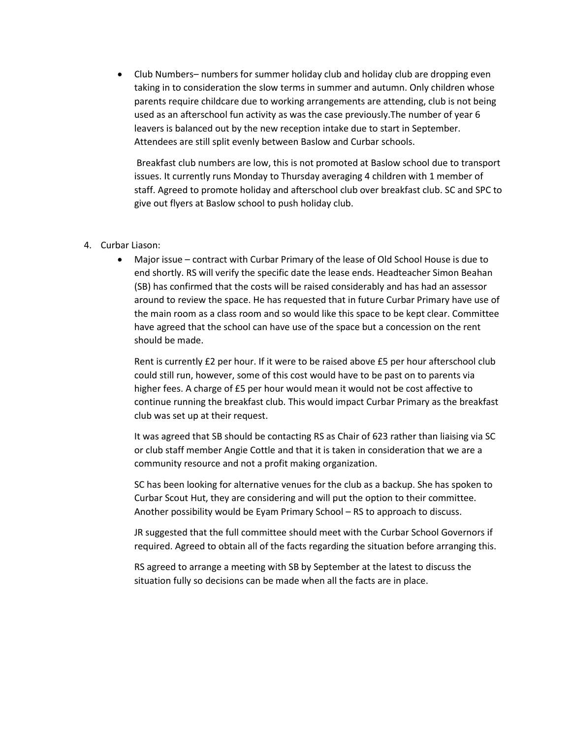- Club Numbers– numbers for summer holiday club and holiday club are dropping even taking in to consideration the slow terms in summer and autumn. Only children whose parents require childcare due to working arrangements are attending, club is not being used as an afterschool fun activity as was the case previously.The number of year 6 leavers is balanced out by the new reception intake due to start in September. Attendees are still split evenly between Baslow and Curbar schools.

  Breakfast club numbers are low, this is not promoted at Baslow school due to transport issues. It currently runs Monday to Thursday averaging 4 children with 1 member of staff. Agreed to promote holiday and afterschool club over breakfast club. SC and SPC to give out flyers at Baslow school to push holiday club.

4. Curbar Liason:
   - Major issue – contract with Curbar Primary of the lease of Old School House is due to end shortly. RS will verify the specific date the lease ends. Headteacher Simon Beahan (SB) has confirmed that the costs will be raised considerably and has had an assessor around to review the space. He has requested that in future Curbar Primary have use of the main room as a class room and so would like this space to be kept clear. Committee have agreed that the school can have use of the space but a concession on the rent should be made.

     Rent is currently £2 per hour. If it were to be raised above £5 per hour afterschool club could still run, however, some of this cost would have to be past on to parents via higher fees. A charge of £5 per hour would mean it would not be cost affective to continue running the breakfast club. This would impact Curbar Primary as the breakfast club was set up at their request.

     It was agreed that SB should be contacting RS as Chair of 623 rather than liaising via SC or club staff member Angie Cottle and that it is taken in consideration that we are a community resource and not a profit making organization.

     SC has been looking for alternative venues for the club as a backup. She has spoken to Curbar Scout Hut, they are considering and will put the option to their committee. Another possibility would be Eyam Primary School – RS to approach to discuss.

     JR suggested that the full committee should meet with the Curbar School Governors if required. Agreed to obtain all of the facts regarding the situation before arranging this.

     RS agreed to arrange a meeting with SB by September at the latest to discuss the situation fully so decisions can be made when all the facts are in place.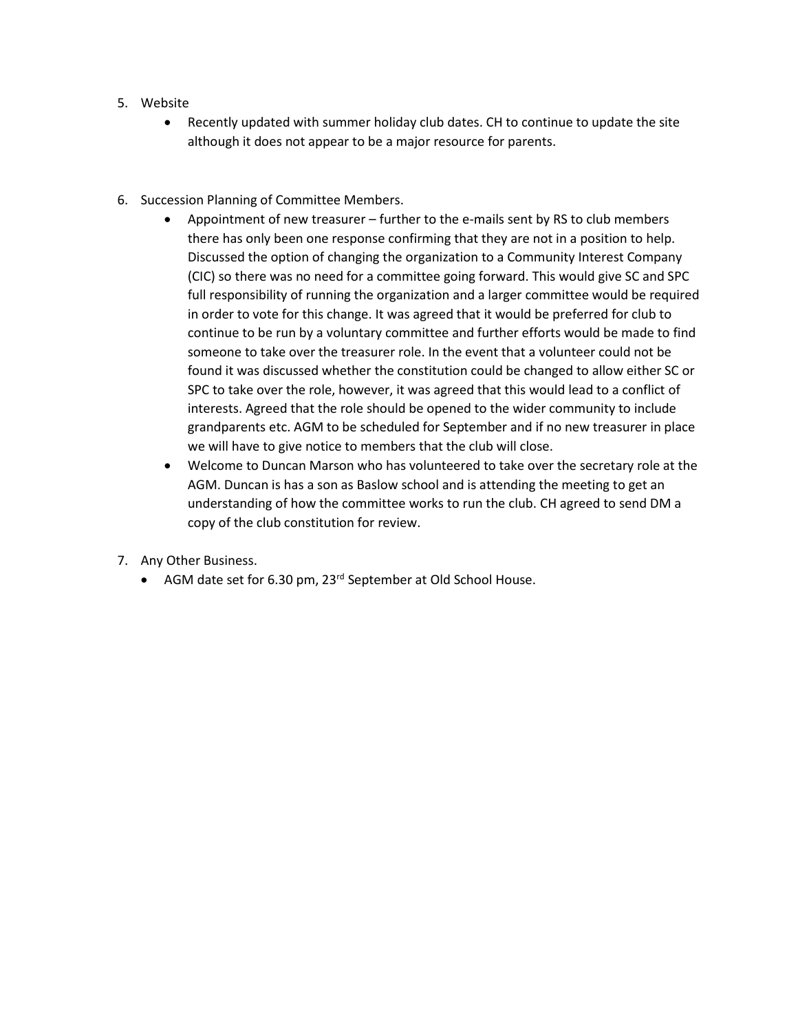5. Website
    - Recently updated with summer holiday club dates. CH to continue to update the site although it does not appear to be a major resource for parents.

6. Succession Planning of Committee Members.
    - Appointment of new treasurer – further to the e-mails sent by RS to club members there has only been one response confirming that they are not in a position to help. Discussed the option of changing the organization to a Community Interest Company (CIC) so there was no need for a committee going forward. This would give SC and SPC full responsibility of running the organization and a larger committee would be required in order to vote for this change. It was agreed that it would be preferred for club to continue to be run by a voluntary committee and further efforts would be made to find someone to take over the treasurer role. In the event that a volunteer could not be found it was discussed whether the constitution could be changed to allow either SC or SPC to take over the role, however, it was agreed that this would lead to a conflict of interests. Agreed that the role should be opened to the wider community to include grandparents etc. AGM to be scheduled for September and if no new treasurer in place we will have to give notice to members that the club will close.
    - Welcome to Duncan Marson who has volunteered to take over the secretary role at the AGM. Duncan is has a son as Baslow school and is attending the meeting to get an understanding of how the committee works to run the club. CH agreed to send DM a copy of the club constitution for review.

7. Any Other Business.
    - AGM date set for 6.30 pm, 23rd September at Old School House.